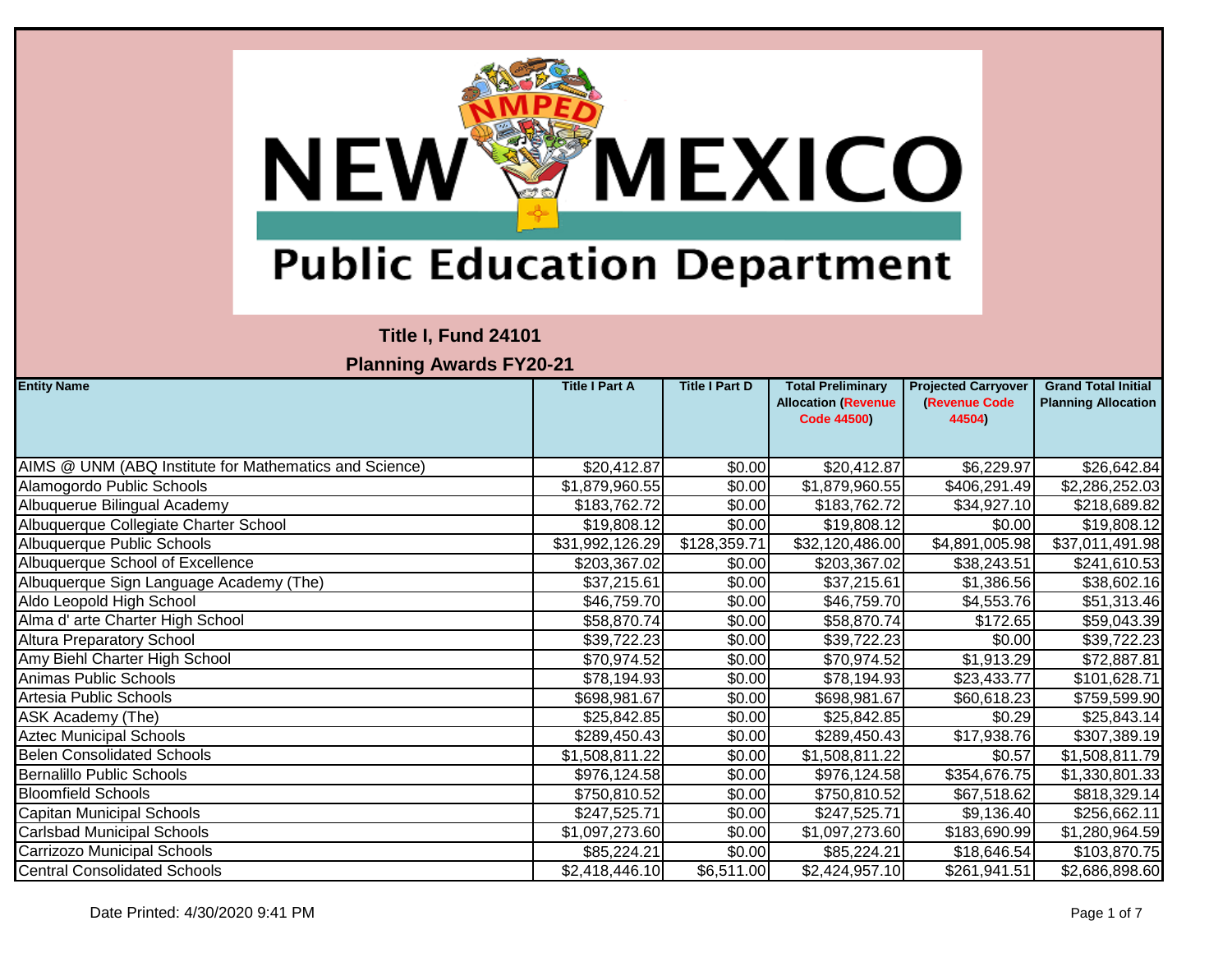# NEW MEXICO Public Education Department

## Title I, Fund 24101

## Planning Awards FY20-21

| Entity Name | Title I Part A | Title I Part D | Total Preliminary Allocation (Revenue Code 44500) | Projected Carryover (Revenue Code 44504) | Grand Total Initial Planning Allocation |
|---|---|---|---|---|---|
| AIMS @ UNM (ABQ Institute for Mathematics and Science) | $20,412.87 | $0.00 | $20,412.87 | $6,229.97 | $26,642.84 |
| Alamogordo Public Schools | $1,879,960.55 | $0.00 | $1,879,960.55 | $406,291.49 | $2,286,252.03 |
| Albuquerue Bilingual Academy | $183,762.72 | $0.00 | $183,762.72 | $34,927.10 | $218,689.82 |
| Albuquerque Collegiate Charter School | $19,808.12 | $0.00 | $19,808.12 | $0.00 | $19,808.12 |
| Albuquerque Public Schools | $31,992,126.29 | $128,359.71 | $32,120,486.00 | $4,891,005.98 | $37,011,491.98 |
| Albuquerque School of Excellence | $203,367.02 | $0.00 | $203,367.02 | $38,243.51 | $241,610.53 |
| Albuquerque Sign Language Academy (The) | $37,215.61 | $0.00 | $37,215.61 | $1,386.56 | $38,602.16 |
| Aldo Leopold High School | $46,759.70 | $0.00 | $46,759.70 | $4,553.76 | $51,313.46 |
| Alma d' arte Charter High School | $58,870.74 | $0.00 | $58,870.74 | $172.65 | $59,043.39 |
| Altura Preparatory School | $39,722.23 | $0.00 | $39,722.23 | $0.00 | $39,722.23 |
| Amy Biehl Charter High School | $70,974.52 | $0.00 | $70,974.52 | $1,913.29 | $72,887.81 |
| Animas Public Schools | $78,194.93 | $0.00 | $78,194.93 | $23,433.77 | $101,628.71 |
| Artesia Public Schools | $698,981.67 | $0.00 | $698,981.67 | $60,618.23 | $759,599.90 |
| ASK Academy (The) | $25,842.85 | $0.00 | $25,842.85 | $0.29 | $25,843.14 |
| Aztec Municipal Schools | $289,450.43 | $0.00 | $289,450.43 | $17,938.76 | $307,389.19 |
| Belen Consolidated Schools | $1,508,811.22 | $0.00 | $1,508,811.22 | $0.57 | $1,508,811.79 |
| Bernalillo Public Schools | $976,124.58 | $0.00 | $976,124.58 | $354,676.75 | $1,330,801.33 |
| Bloomfield Schools | $750,810.52 | $0.00 | $750,810.52 | $67,518.62 | $818,329.14 |
| Capitan Municipal Schools | $247,525.71 | $0.00 | $247,525.71 | $9,136.40 | $256,662.11 |
| Carlsbad Municipal Schools | $1,097,273.60 | $0.00 | $1,097,273.60 | $183,690.99 | $1,280,964.59 |
| Carrizozo Municipal Schools | $85,224.21 | $0.00 | $85,224.21 | $18,646.54 | $103,870.75 |
| Central Consolidated Schools | $2,418,446.10 | $6,511.00 | $2,424,957.10 | $261,941.51 | $2,686,898.60 |

Date Printed: 4/30/2020 9:41 PM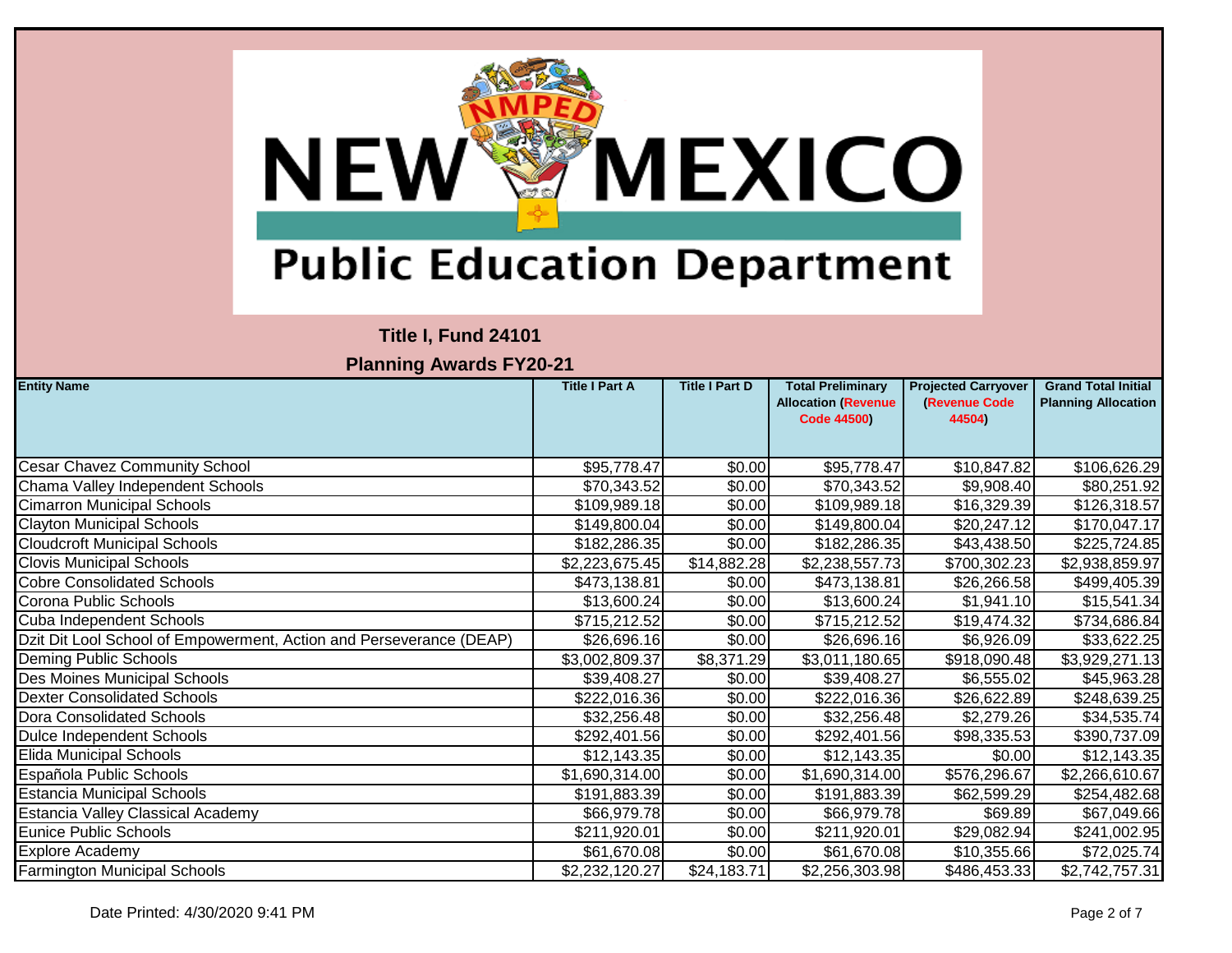# New Mexico Public Education Department

## Title I, Fund 24101

## Planning Awards FY20-21

| Entity Name | Title I Part A | Title I Part D | Total Preliminary Allocation (Revenue Code 44500) | Projected Carryover (Revenue Code 44504) | Grand Total Initial Planning Allocation |
|---|---|---|---|---|---|
| Cesar Chavez Community School | $95,778.47 | $0.00 | $95,778.47 | $10,847.82 | $106,626.29 |
| Chama Valley Independent Schools | $70,343.52 | $0.00 | $70,343.52 | $9,908.40 | $80,251.92 |
| Cimarron Municipal Schools | $109,989.18 | $0.00 | $109,989.18 | $16,329.39 | $126,318.57 |
| Clayton Municipal Schools | $149,800.04 | $0.00 | $149,800.04 | $20,247.12 | $170,047.17 |
| Cloudcroft Municipal Schools | $182,286.35 | $0.00 | $182,286.35 | $43,438.50 | $225,724.85 |
| Clovis Municipal Schools | $2,223,675.45 | $14,882.28 | $2,238,557.73 | $700,302.23 | $2,938,859.97 |
| Cobre Consolidated Schools | $473,138.81 | $0.00 | $473,138.81 | $26,266.58 | $499,405.39 |
| Corona Public Schools | $13,600.24 | $0.00 | $13,600.24 | $1,941.10 | $15,541.34 |
| Cuba Independent Schools | $715,212.52 | $0.00 | $715,212.52 | $19,474.32 | $734,686.84 |
| Dzit Dit Lool School of Empowerment, Action and Perseverance (DEAP) | $26,696.16 | $0.00 | $26,696.16 | $6,926.09 | $33,622.25 |
| Deming Public Schools | $3,002,809.37 | $8,371.29 | $3,011,180.65 | $918,090.48 | $3,929,271.13 |
| Des Moines Municipal Schools | $39,408.27 | $0.00 | $39,408.27 | $6,555.02 | $45,963.28 |
| Dexter Consolidated Schools | $222,016.36 | $0.00 | $222,016.36 | $26,622.89 | $248,639.25 |
| Dora Consolidated Schools | $32,256.48 | $0.00 | $32,256.48 | $2,279.26 | $34,535.74 |
| Dulce Independent Schools | $292,401.56 | $0.00 | $292,401.56 | $98,335.53 | $390,737.09 |
| Elida Municipal Schools | $12,143.35 | $0.00 | $12,143.35 | $0.00 | $12,143.35 |
| Española Public Schools | $1,690,314.00 | $0.00 | $1,690,314.00 | $576,296.67 | $2,266,610.67 |
| Estancia Municipal Schools | $191,883.39 | $0.00 | $191,883.39 | $62,599.29 | $254,482.68 |
| Estancia Valley Classical Academy | $66,979.78 | $0.00 | $66,979.78 | $69.89 | $67,049.66 |
| Eunice Public Schools | $211,920.01 | $0.00 | $211,920.01 | $29,082.94 | $241,002.95 |
| Explore Academy | $61,670.08 | $0.00 | $61,670.08 | $10,355.66 | $72,025.74 |
| Farmington Municipal Schools | $2,232,120.27 | $24,183.71 | $2,256,303.98 | $486,453.33 | $2,742,757.31 |

Date Printed: 4/30/2020 9:41 PM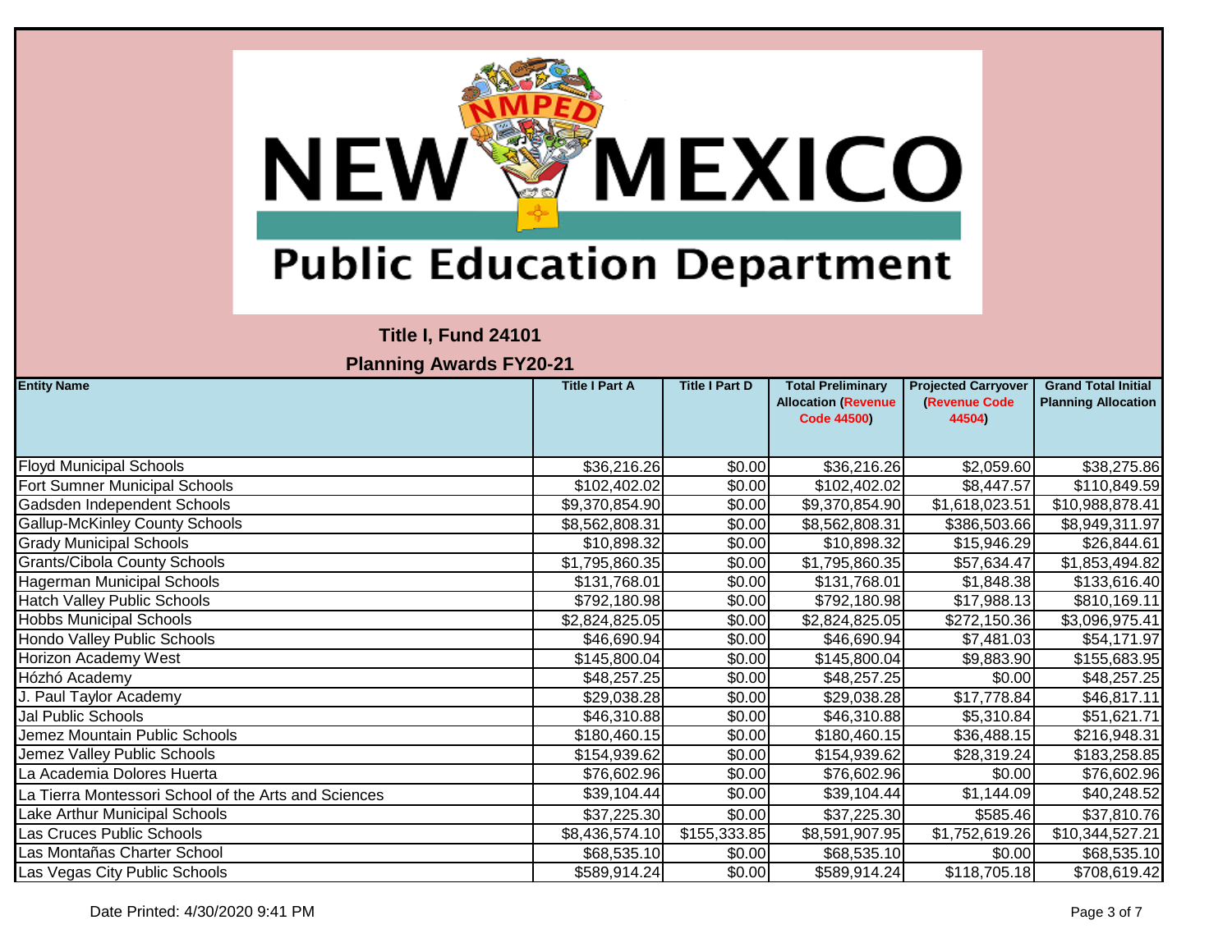New Mexico Public Education Department

## Title I, Fund 24101

## Planning Awards FY20-21

| Entity Name | Title I Part A | Title I Part D | Total Preliminary Allocation (Revenue Code 44500) | Projected Carryover (Revenue Code 44504) | Grand Total Initial Planning Allocation |
|---|---|---|---|---|---|
| Floyd Municipal Schools | $36,216.26 | $0.00 | $36,216.26 | $2,059.60 | $38,275.86 |
| Fort Sumner Municipal Schools | $102,402.02 | $0.00 | $102,402.02 | $8,447.57 | $110,849.59 |
| Gadsden Independent Schools | $9,370,854.90 | $0.00 | $9,370,854.90 | $1,618,023.51 | $10,988,878.41 |
| Gallup-McKinley County Schools | $8,562,808.31 | $0.00 | $8,562,808.31 | $386,503.66 | $8,949,311.97 |
| Grady Municipal Schools | $10,898.32 | $0.00 | $10,898.32 | $15,946.29 | $26,844.61 |
| Grants/Cibola County Schools | $1,795,860.35 | $0.00 | $1,795,860.35 | $57,634.47 | $1,853,494.82 |
| Hagerman Municipal Schools | $131,768.01 | $0.00 | $131,768.01 | $1,848.38 | $133,616.40 |
| Hatch Valley Public Schools | $792,180.98 | $0.00 | $792,180.98 | $17,988.13 | $810,169.11 |
| Hobbs Municipal Schools | $2,824,825.05 | $0.00 | $2,824,825.05 | $272,150.36 | $3,096,975.41 |
| Hondo Valley Public Schools | $46,690.94 | $0.00 | $46,690.94 | $7,481.03 | $54,171.97 |
| Horizon Academy West | $145,800.04 | $0.00 | $145,800.04 | $9,883.90 | $155,683.95 |
| Hózhó Academy | $48,257.25 | $0.00 | $48,257.25 | $0.00 | $48,257.25 |
| J. Paul Taylor Academy | $29,038.28 | $0.00 | $29,038.28 | $17,778.84 | $46,817.11 |
| Jal Public Schools | $46,310.88 | $0.00 | $46,310.88 | $5,310.84 | $51,621.71 |
| Jemez Mountain Public Schools | $180,460.15 | $0.00 | $180,460.15 | $36,488.15 | $216,948.31 |
| Jemez Valley Public Schools | $154,939.62 | $0.00 | $154,939.62 | $28,319.24 | $183,258.85 |
| La Academia Dolores Huerta | $76,602.96 | $0.00 | $76,602.96 | $0.00 | $76,602.96 |
| La Tierra Montessori School of the Arts and Sciences | $39,104.44 | $0.00 | $39,104.44 | $1,144.09 | $40,248.52 |
| Lake Arthur Municipal Schools | $37,225.30 | $0.00 | $37,225.30 | $585.46 | $37,810.76 |
| Las Cruces Public Schools | $8,436,574.10 | $155,333.85 | $8,591,907.95 | $1,752,619.26 | $10,344,527.21 |
| Las Montañas Charter School | $68,535.10 | $0.00 | $68,535.10 | $0.00 | $68,535.10 |
| Las Vegas City Public Schools | $589,914.24 | $0.00 | $589,914.24 | $118,705.18 | $708,619.42 |

Date Printed: 4/30/2020 9:41 PM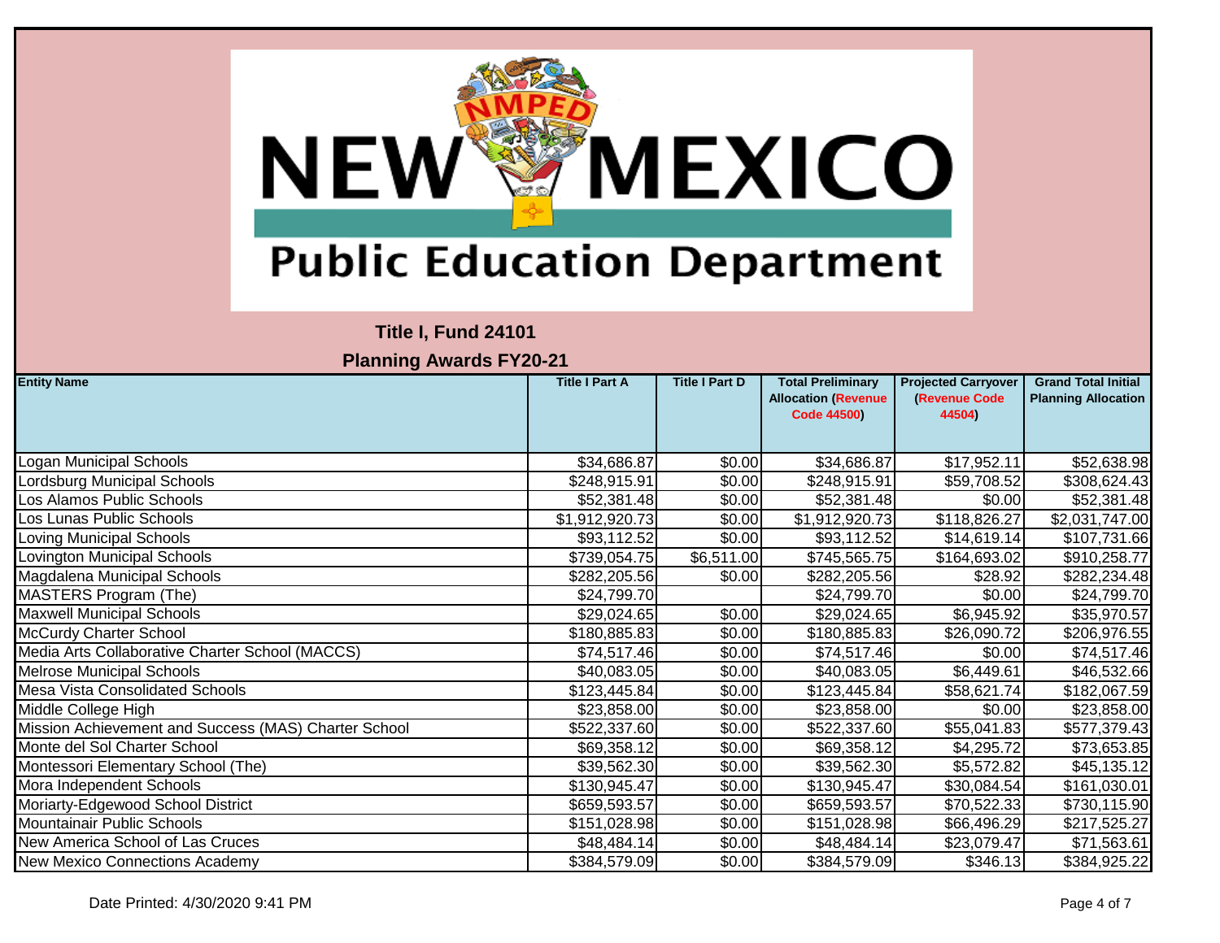# New Mexico Public Education Department

## Title I, Fund 24101

## Planning Awards FY20-21

| Entity Name | Title I Part A | Title I Part D | Total Preliminary Allocation (Revenue Code 44500) | Projected Carryover (Revenue Code 44504) | Grand Total Initial Planning Allocation |
|---|---|---|---|---|---|
| Logan Municipal Schools | $34,686.87 | $0.00 | $34,686.87 | $17,952.11 | $52,638.98 |
| Lordsburg Municipal Schools | $248,915.91 | $0.00 | $248,915.91 | $59,708.52 | $308,624.43 |
| Los Alamos Public Schools | $52,381.48 | $0.00 | $52,381.48 | $0.00 | $52,381.48 |
| Los Lunas Public Schools | $1,912,920.73 | $0.00 | $1,912,920.73 | $118,826.27 | $2,031,747.00 |
| Loving Municipal Schools | $93,112.52 | $0.00 | $93,112.52 | $14,619.14 | $107,731.66 |
| Lovington Municipal Schools | $739,054.75 | $6,511.00 | $745,565.75 | $164,693.02 | $910,258.77 |
| Magdalena Municipal Schools | $282,205.56 | $0.00 | $282,205.56 | $28.92 | $282,234.48 |
| MASTERS Program (The) | $24,799.70 | | $24,799.70 | $0.00 | $24,799.70 |
| Maxwell Municipal Schools | $29,024.65 | $0.00 | $29,024.65 | $6,945.92 | $35,970.57 |
| McCurdy Charter School | $180,885.83 | $0.00 | $180,885.83 | $26,090.72 | $206,976.55 |
| Media Arts Collaborative Charter School (MACCS) | $74,517.46 | $0.00 | $74,517.46 | $0.00 | $74,517.46 |
| Melrose Municipal Schools | $40,083.05 | $0.00 | $40,083.05 | $6,449.61 | $46,532.66 |
| Mesa Vista Consolidated Schools | $123,445.84 | $0.00 | $123,445.84 | $58,621.74 | $182,067.59 |
| Middle College High | $23,858.00 | $0.00 | $23,858.00 | $0.00 | $23,858.00 |
| Mission Achievement and Success (MAS) Charter School | $522,337.60 | $0.00 | $522,337.60 | $55,041.83 | $577,379.43 |
| Monte del Sol Charter School | $69,358.12 | $0.00 | $69,358.12 | $4,295.72 | $73,653.85 |
| Montessori Elementary School (The) | $39,562.30 | $0.00 | $39,562.30 | $5,572.82 | $45,135.12 |
| Mora Independent Schools | $130,945.47 | $0.00 | $130,945.47 | $30,084.54 | $161,030.01 |
| Moriarty-Edgewood School District | $659,593.57 | $0.00 | $659,593.57 | $70,522.33 | $730,115.90 |
| Mountainair Public Schools | $151,028.98 | $0.00 | $151,028.98 | $66,496.29 | $217,525.27 |
| New America School of Las Cruces | $48,484.14 | $0.00 | $48,484.14 | $23,079.47 | $71,563.61 |
| New Mexico Connections Academy | $384,579.09 | $0.00 | $384,579.09 | $346.13 | $384,925.22 |

Date Printed: 4/30/2020 9:41 PM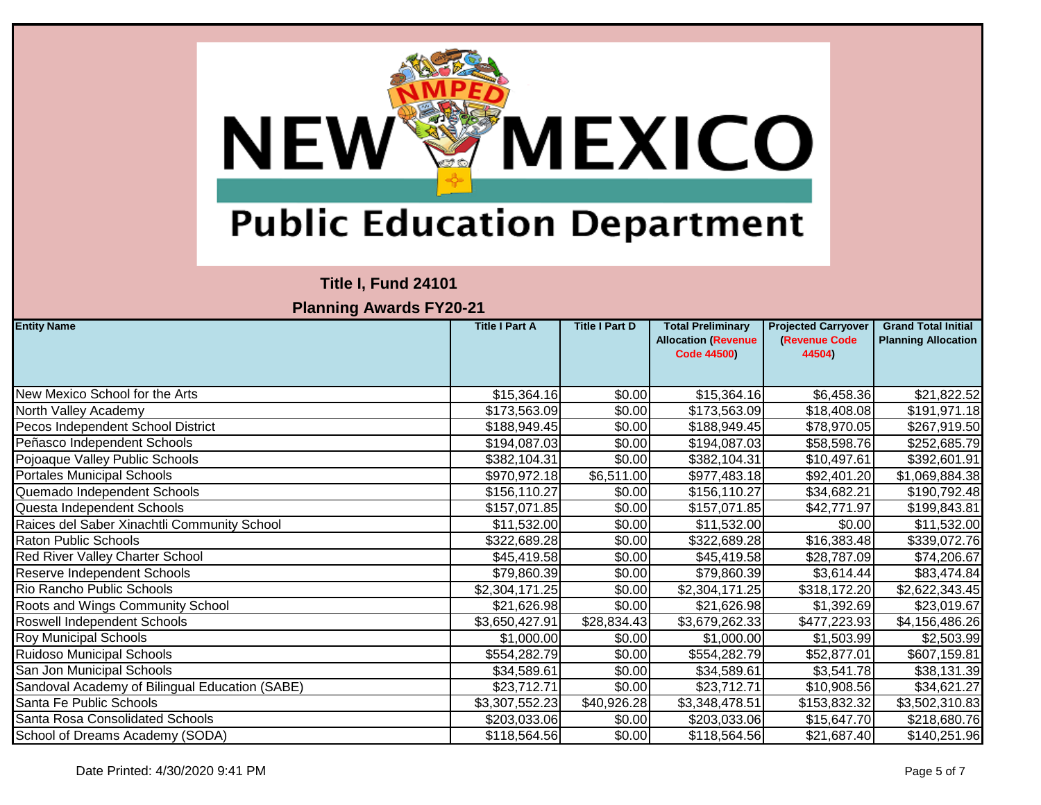# NEW MEXICO Public Education Department

**Title I, Fund 24101**

**Planning Awards FY20-21**

| Entity Name | Title I Part A | Title I Part D | Total Preliminary Allocation (Revenue Code 44500) | Projected Carryover (Revenue Code 44504) | Grand Total Initial Planning Allocation |
|---|---|---|---|---|---|
| New Mexico School for the Arts | $15,364.16 | $0.00 | $15,364.16 | $6,458.36 | $21,822.52 |
| North Valley Academy | $173,563.09 | $0.00 | $173,563.09 | $18,408.08 | $191,971.18 |
| Pecos Independent School District | $188,949.45 | $0.00 | $188,949.45 | $78,970.05 | $267,919.50 |
| Peñasco Independent Schools | $194,087.03 | $0.00 | $194,087.03 | $58,598.76 | $252,685.79 |
| Pojoaque Valley Public Schools | $382,104.31 | $0.00 | $382,104.31 | $10,497.61 | $392,601.91 |
| Portales Municipal Schools | $970,972.18 | $6,511.00 | $977,483.18 | $92,401.20 | $1,069,884.38 |
| Quemado Independent Schools | $156,110.27 | $0.00 | $156,110.27 | $34,682.21 | $190,792.48 |
| Questa Independent Schools | $157,071.85 | $0.00 | $157,071.85 | $42,771.97 | $199,843.81 |
| Raices del Saber Xinachtli Community School | $11,532.00 | $0.00 | $11,532.00 | $0.00 | $11,532.00 |
| Raton Public Schools | $322,689.28 | $0.00 | $322,689.28 | $16,383.48 | $339,072.76 |
| Red River Valley Charter School | $45,419.58 | $0.00 | $45,419.58 | $28,787.09 | $74,206.67 |
| Reserve Independent Schools | $79,860.39 | $0.00 | $79,860.39 | $3,614.44 | $83,474.84 |
| Rio Rancho Public Schools | $2,304,171.25 | $0.00 | $2,304,171.25 | $318,172.20 | $2,622,343.45 |
| Roots and Wings Community School | $21,626.98 | $0.00 | $21,626.98 | $1,392.69 | $23,019.67 |
| Roswell Independent Schools | $3,650,427.91 | $28,834.43 | $3,679,262.33 | $477,223.93 | $4,156,486.26 |
| Roy Municipal Schools | $1,000.00 | $0.00 | $1,000.00 | $1,503.99 | $2,503.99 |
| Ruidoso Municipal Schools | $554,282.79 | $0.00 | $554,282.79 | $52,877.01 | $607,159.81 |
| San Jon Municipal Schools | $34,589.61 | $0.00 | $34,589.61 | $3,541.78 | $38,131.39 |
| Sandoval Academy of Bilingual Education (SABE) | $23,712.71 | $0.00 | $23,712.71 | $10,908.56 | $34,621.27 |
| Santa Fe Public Schools | $3,307,552.23 | $40,926.28 | $3,348,478.51 | $153,832.32 | $3,502,310.83 |
| Santa Rosa Consolidated Schools | $203,033.06 | $0.00 | $203,033.06 | $15,647.70 | $218,680.76 |
| School of Dreams Academy (SODA) | $118,564.56 | $0.00 | $118,564.56 | $21,687.40 | $140,251.96 |

Date Printed: 4/30/2020 9:41 PM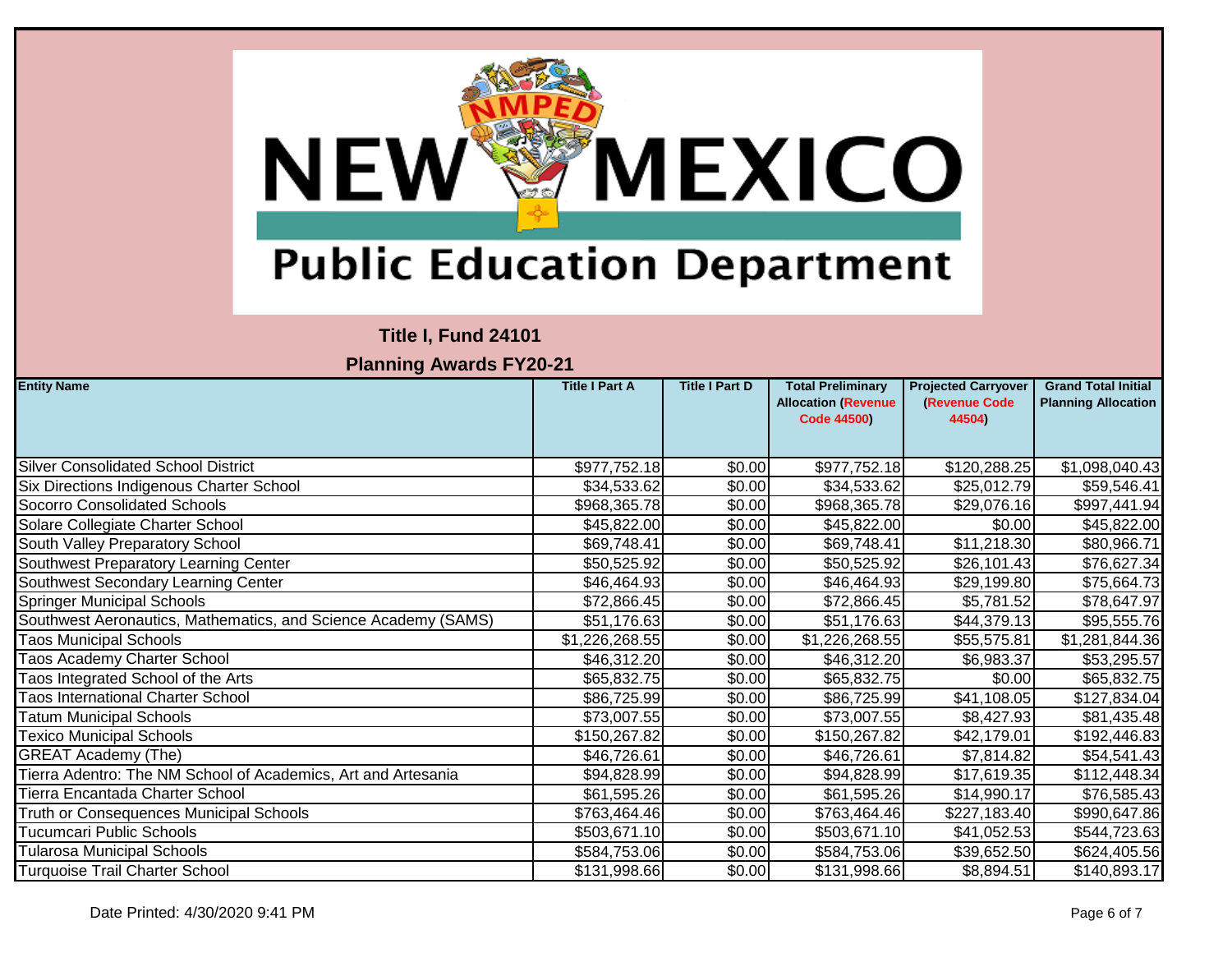New Mexico Public Education Department

**Title I, Fund 24101**

**Planning Awards FY20-21**

| Entity Name | Title I Part A | Title I Part D | Total Preliminary Allocation (Revenue Code 44500) | Projected Carryover (Revenue Code 44504) | Grand Total Initial Planning Allocation |
|---|---|---|---|---|---|
| Silver Consolidated School District | $977,752.18 | $0.00 | $977,752.18 | $120,288.25 | $1,098,040.43 |
| Six Directions Indigenous Charter School | $34,533.62 | $0.00 | $34,533.62 | $25,012.79 | $59,546.41 |
| Socorro Consolidated Schools | $968,365.78 | $0.00 | $968,365.78 | $29,076.16 | $997,441.94 |
| Solare Collegiate Charter School | $45,822.00 | $0.00 | $45,822.00 | $0.00 | $45,822.00 |
| South Valley Preparatory School | $69,748.41 | $0.00 | $69,748.41 | $11,218.30 | $80,966.71 |
| Southwest Preparatory Learning Center | $50,525.92 | $0.00 | $50,525.92 | $26,101.43 | $76,627.34 |
| Southwest Secondary Learning Center | $46,464.93 | $0.00 | $46,464.93 | $29,199.80 | $75,664.73 |
| Springer Municipal Schools | $72,866.45 | $0.00 | $72,866.45 | $5,781.52 | $78,647.97 |
| Southwest Aeronautics, Mathematics, and Science Academy (SAMS) | $51,176.63 | $0.00 | $51,176.63 | $44,379.13 | $95,555.76 |
| Taos Municipal Schools | $1,226,268.55 | $0.00 | $1,226,268.55 | $55,575.81 | $1,281,844.36 |
| Taos Academy Charter School | $46,312.20 | $0.00 | $46,312.20 | $6,983.37 | $53,295.57 |
| Taos Integrated School of the Arts | $65,832.75 | $0.00 | $65,832.75 | $0.00 | $65,832.75 |
| Taos International Charter School | $86,725.99 | $0.00 | $86,725.99 | $41,108.05 | $127,834.04 |
| Tatum Municipal Schools | $73,007.55 | $0.00 | $73,007.55 | $8,427.93 | $81,435.48 |
| Texico Municipal Schools | $150,267.82 | $0.00 | $150,267.82 | $42,179.01 | $192,446.83 |
| GREAT Academy (The) | $46,726.61 | $0.00 | $46,726.61 | $7,814.82 | $54,541.43 |
| Tierra Adentro: The NM School of Academics, Art and Artesania | $94,828.99 | $0.00 | $94,828.99 | $17,619.35 | $112,448.34 |
| Tierra Encantada Charter School | $61,595.26 | $0.00 | $61,595.26 | $14,990.17 | $76,585.43 |
| Truth or Consequences Municipal Schools | $763,464.46 | $0.00 | $763,464.46 | $227,183.40 | $990,647.86 |
| Tucumcari Public Schools | $503,671.10 | $0.00 | $503,671.10 | $41,052.53 | $544,723.63 |
| Tularosa Municipal Schools | $584,753.06 | $0.00 | $584,753.06 | $39,652.50 | $624,405.56 |
| Turquoise Trail Charter School | $131,998.66 | $0.00 | $131,998.66 | $8,894.51 | $140,893.17 |

Date Printed: 4/30/2020 9:41 PM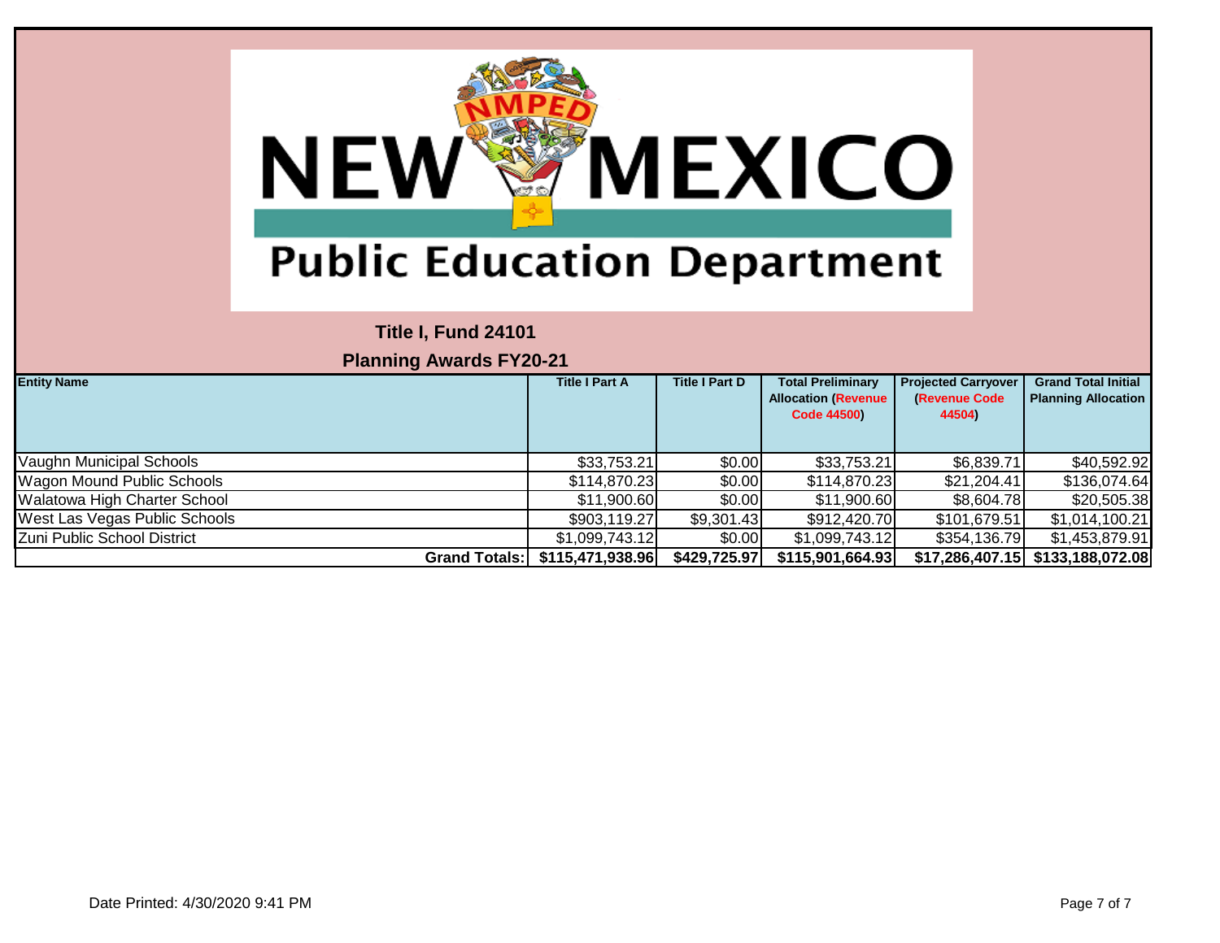NEW MEXICO

Public Education Department

**Title I, Fund 24101**

**Planning Awards FY20-21**

| Entity Name | Title I Part A | Title I Part D | Total Preliminary Allocation (Revenue Code 44500) | Projected Carryover (Revenue Code 44504) | Grand Total Initial Planning Allocation |
|---|---|---|---|---|---|
| Vaughn Municipal Schools | $33,753.21 | $0.00 | $33,753.21 | $6,839.71 | $40,592.92 |
| Wagon Mound Public Schools | $114,870.23 | $0.00 | $114,870.23 | $21,204.41 | $136,074.64 |
| Walatowa High Charter School | $11,900.60 | $0.00 | $11,900.60 | $8,604.78 | $20,505.38 |
| West Las Vegas Public Schools | $903,119.27 | $9,301.43 | $912,420.70 | $101,679.51 | $1,014,100.21 |
| Zuni Public School District | $1,099,743.12 | $0.00 | $1,099,743.12 | $354,136.79 | $1,453,879.91 |
| **Grand Totals:** | **$115,471,938.96** | **$429,725.97** | **$115,901,664.93** | **$17,286,407.15** | **$133,188,072.08** |

Date Printed: 4/30/2020 9:41 PM